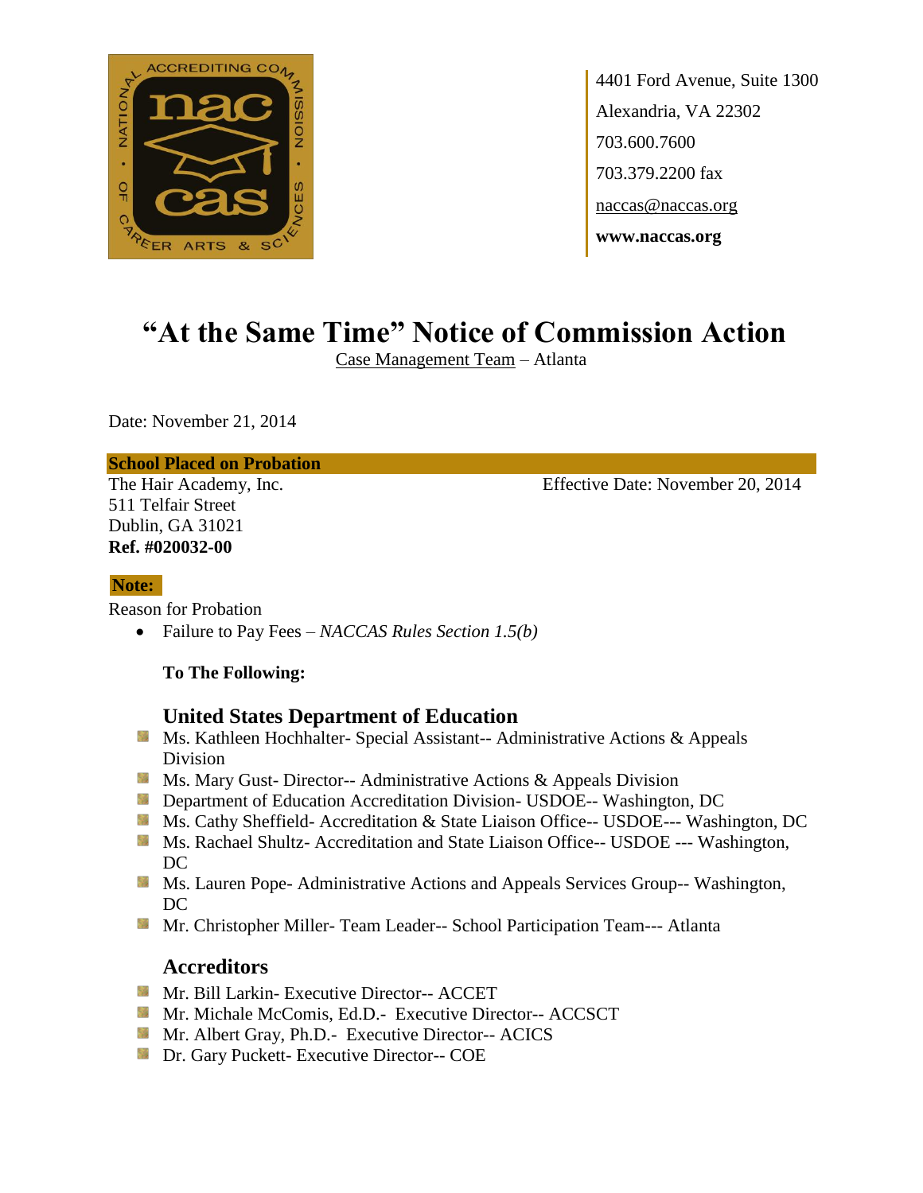4401 Ford Avenue, Suite 1300
Alexandria, VA 22302
703.600.7600
703.379.2200 fax
naccas@naccas.org
**www.naccas.org**

# "At the Same Time" Notice of Commission Action

Case Management Team – Atlanta

Date: November 21, 2014

**School Placed on Probation**

The Hair Academy, Inc.
511 Telfair Street
Dublin, GA 31021
**Ref. #020032-00**

Effective Date: November 20, 2014

**Note:**

Reason for Probation

- Failure to Pay Fees – *NACCAS Rules Section 1.5(b)*

**To The Following:**

## United States Department of Education

- Ms. Kathleen Hochhalter- Special Assistant-- Administrative Actions & Appeals Division
- Ms. Mary Gust- Director-- Administrative Actions & Appeals Division
- Department of Education Accreditation Division- USDOE-- Washington, DC
- Ms. Cathy Sheffield- Accreditation & State Liaison Office-- USDOE--- Washington, DC
- Ms. Rachael Shultz- Accreditation and State Liaison Office-- USDOE --- Washington, DC
- Ms. Lauren Pope- Administrative Actions and Appeals Services Group-- Washington, DC
- Mr. Christopher Miller- Team Leader-- School Participation Team--- Atlanta

## Accreditors

- Mr. Bill Larkin- Executive Director-- ACCET
- Mr. Michale McComis, Ed.D.- Executive Director-- ACCSCT
- Mr. Albert Gray, Ph.D.- Executive Director-- ACICS
- Dr. Gary Puckett- Executive Director-- COE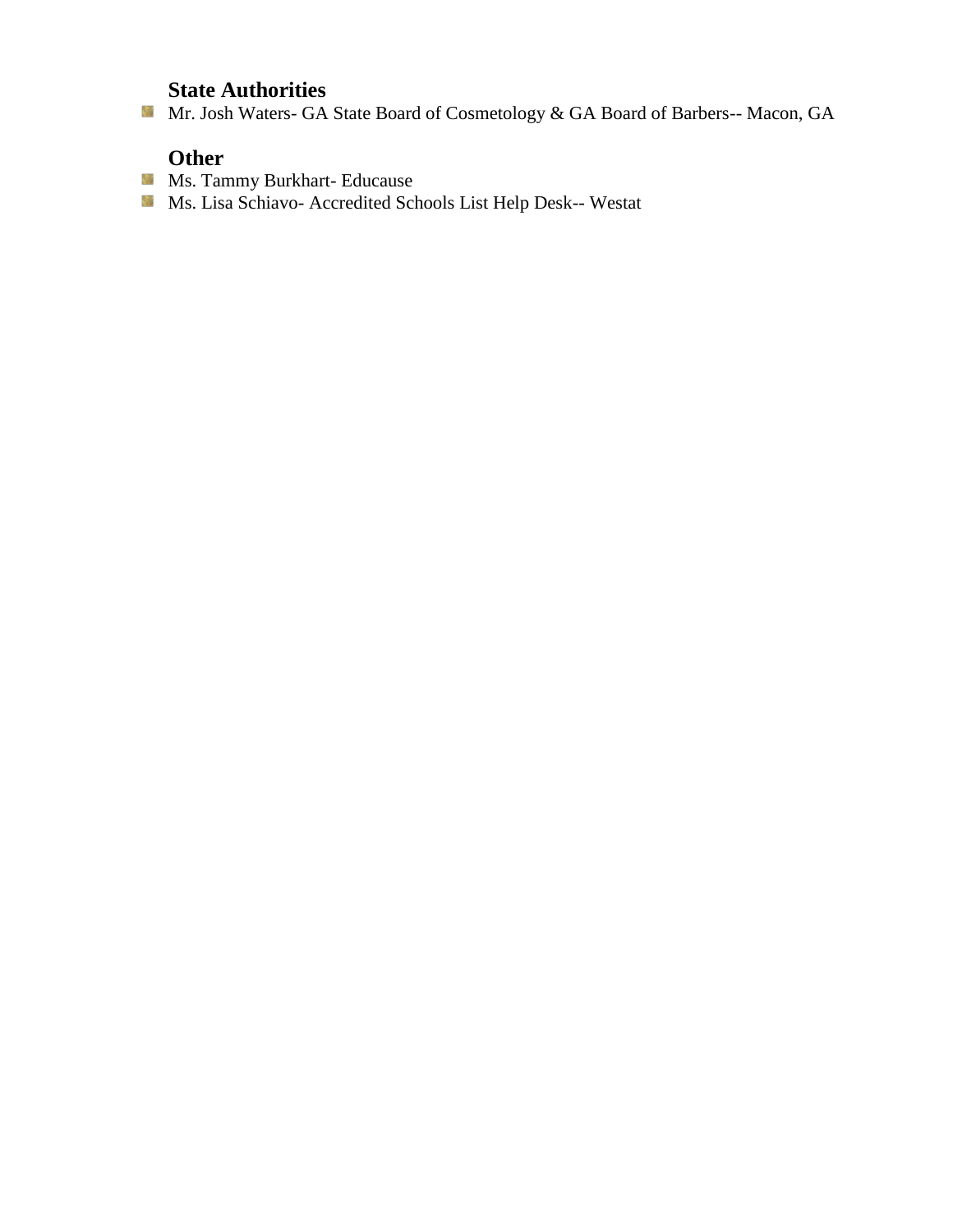### State Authorities

- Mr. Josh Waters- GA State Board of Cosmetology & GA Board of Barbers-- Macon, GA

### Other

- Ms. Tammy Burkhart- Educause
- Ms. Lisa Schiavo- Accredited Schools List Help Desk-- Westat